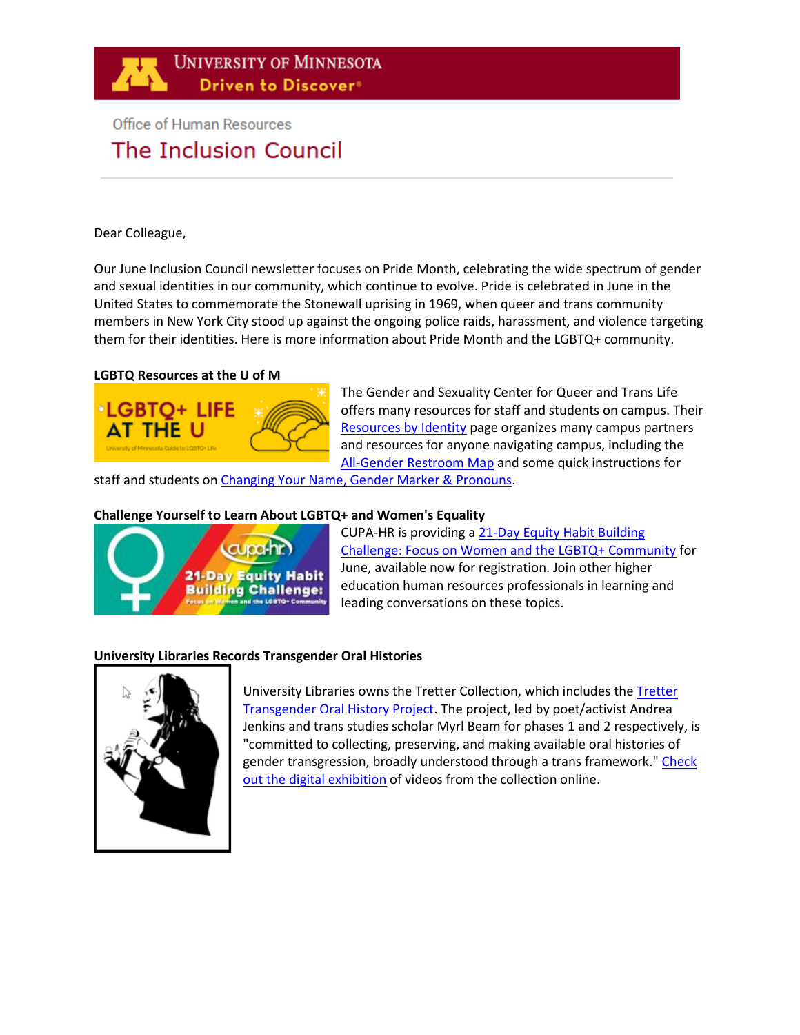UNIVERSITY OF MINNESOTA
Driven to Discover

Office of Human Resources

# The Inclusion Council

Dear Colleague,

Our June Inclusion Council newsletter focuses on Pride Month, celebrating the wide spectrum of gender and sexual identities in our community, which continue to evolve. Pride is celebrated in June in the United States to commemorate the Stonewall uprising in 1969, when queer and trans community members in New York City stood up against the ongoing police raids, harassment, and violence targeting them for their identities. Here is more information about Pride Month and the LGBTQ+ community.

**LGBTQ Resources at the U of M**

The Gender and Sexuality Center for Queer and Trans Life offers many resources for staff and students on campus. Their Resources by Identity page organizes many campus partners and resources for anyone navigating campus, including the All-Gender Restroom Map and some quick instructions for staff and students on Changing Your Name, Gender Marker & Pronouns.

**Challenge Yourself to Learn About LGBTQ+ and Women's Equality**

CUPA-HR is providing a 21-Day Equity Habit Building Challenge: Focus on Women and the LGBTQ+ Community for June, available now for registration. Join other higher education human resources professionals in learning and leading conversations on these topics.

**University Libraries Records Transgender Oral Histories**

University Libraries owns the Tretter Collection, which includes the Tretter Transgender Oral History Project. The project, led by poet/activist Andrea Jenkins and trans studies scholar Myrl Beam for phases 1 and 2 respectively, is "committed to collecting, preserving, and making available oral histories of gender transgression, broadly understood through a trans framework." Check out the digital exhibition of videos from the collection online.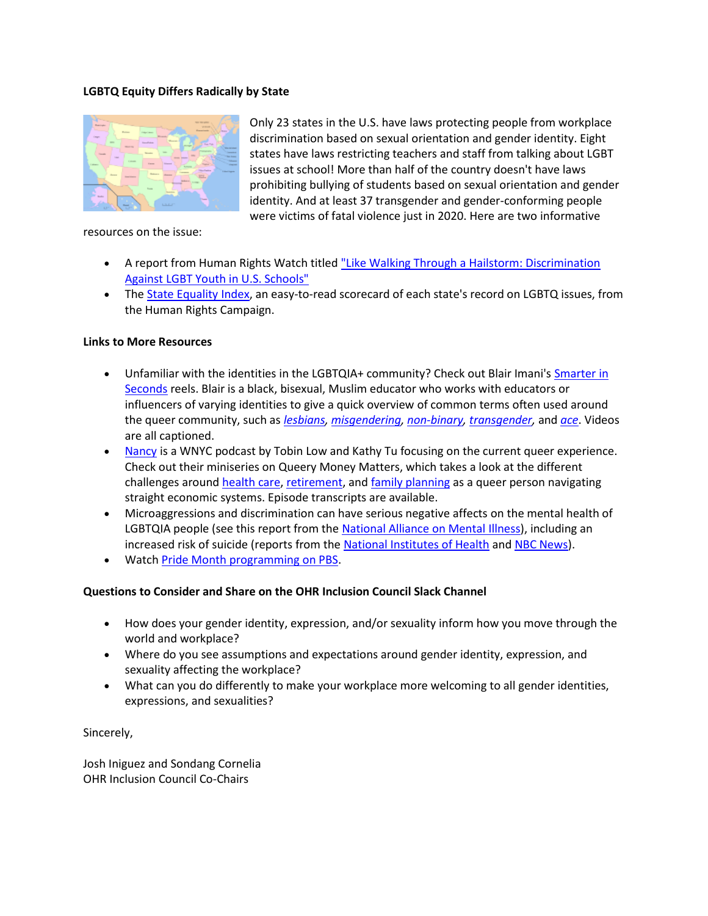**LGBTQ Equity Differs Radically by State**

Only 23 states in the U.S. have laws protecting people from workplace discrimination based on sexual orientation and gender identity. Eight states have laws restricting teachers and staff from talking about LGBT issues at school! More than half of the country doesn't have laws prohibiting bullying of students based on sexual orientation and gender identity. And at least 37 transgender and gender-conforming people were victims of fatal violence just in 2020. Here are two informative resources on the issue:

- A report from Human Rights Watch titled "Like Walking Through a Hailstorm: Discrimination Against LGBT Youth in U.S. Schools"
- The State Equality Index, an easy-to-read scorecard of each state's record on LGBTQ issues, from the Human Rights Campaign.

**Links to More Resources**

- Unfamiliar with the identities in the LGBTQIA+ community? Check out Blair Imani's Smarter in Seconds reels. Blair is a black, bisexual, Muslim educator who works with educators or influencers of varying identities to give a quick overview of common terms often used around the queer community, such as *lesbians*, *misgendering*, *non-binary*, *transgender*, and *ace*. Videos are all captioned.
- Nancy is a WNYC podcast by Tobin Low and Kathy Tu focusing on the current queer experience. Check out their miniseries on Queery Money Matters, which takes a look at the different challenges around health care, retirement, and family planning as a queer person navigating straight economic systems. Episode transcripts are available.
- Microaggressions and discrimination can have serious negative affects on the mental health of LGBTQIA people (see this report from the National Alliance on Mental Illness), including an increased risk of suicide (reports from the National Institutes of Health and NBC News).
- Watch Pride Month programming on PBS.

**Questions to Consider and Share on the OHR Inclusion Council Slack Channel**

- How does your gender identity, expression, and/or sexuality inform how you move through the world and workplace?
- Where do you see assumptions and expectations around gender identity, expression, and sexuality affecting the workplace?
- What can you do differently to make your workplace more welcoming to all gender identities, expressions, and sexualities?

Sincerely,

Josh Iniguez and Sondang Cornelia
OHR Inclusion Council Co-Chairs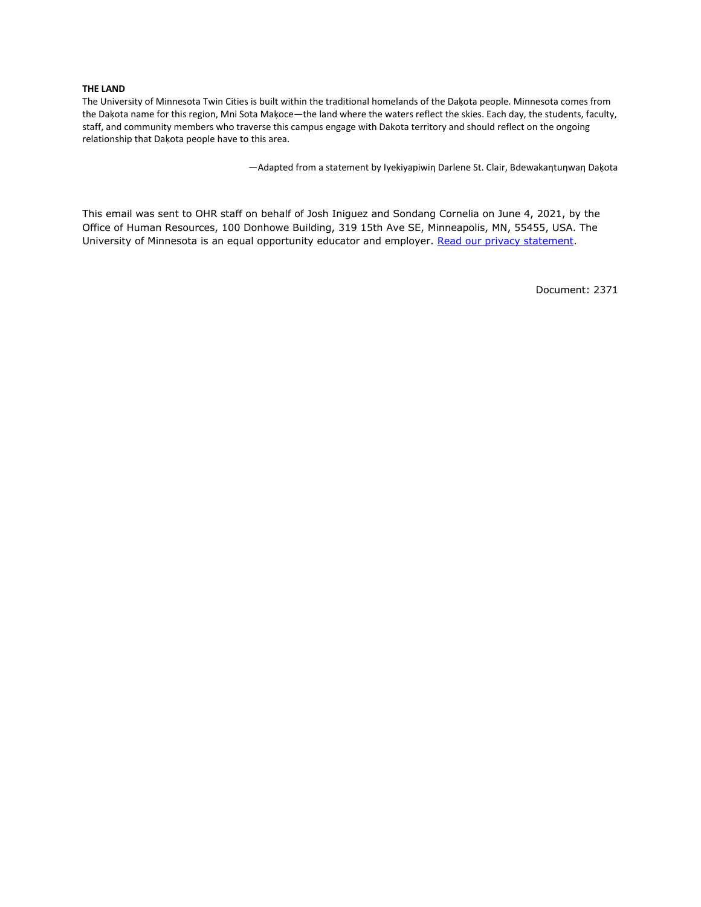**THE LAND**

The University of Minnesota Twin Cities is built within the traditional homelands of the Daḳota people. Minnesota comes from the Daḳota name for this region, Mni Sota Maḳoce—the land where the waters reflect the skies. Each day, the students, faculty, staff, and community members who traverse this campus engage with Dakota territory and should reflect on the ongoing relationship that Daḳota people have to this area.

—Adapted from a statement by Iyekiyapiwiŋ Darlene St. Clair, Bdewakaŋtuŋwaŋ Daḳota

This email was sent to OHR staff on behalf of Josh Iniguez and Sondang Cornelia on June 4, 2021, by the Office of Human Resources, 100 Donhowe Building, 319 15th Ave SE, Minneapolis, MN, 55455, USA. The University of Minnesota is an equal opportunity educator and employer. [Read our privacy statement].

Document: 2371